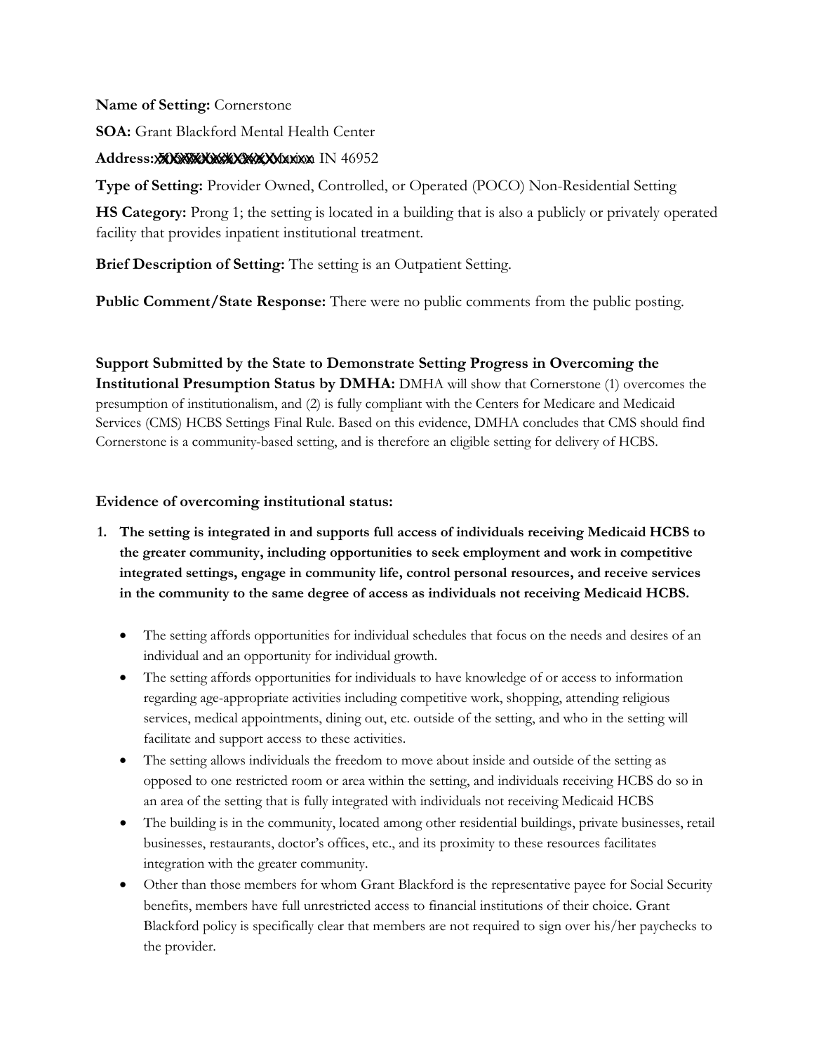**Name of Setting:** Cornerstone

**SOA:** Grant Blackford Mental Health Center

**Address:** XXXXXXXXXXXXXXXXX IN 46952

**Type of Setting:** Provider Owned, Controlled, or Operated (POCO) Non-Residential Setting

**HS Category:** Prong 1; the setting is located in a building that is also a publicly or privately operated facility that provides inpatient institutional treatment.

**Brief Description of Setting:** The setting is an Outpatient Setting.

**Public Comment/State Response:** There were no public comments from the public posting.

**Support Submitted by the State to Demonstrate Setting Progress in Overcoming the Institutional Presumption Status by DMHA:** DMHA will show that Cornerstone (1) overcomes the presumption of institutionalism, and (2) is fully compliant with the Centers for Medicare and Medicaid Services (CMS) HCBS Settings Final Rule. Based on this evidence, DMHA concludes that CMS should find Cornerstone is a community-based setting, and is therefore an eligible setting for delivery of HCBS.

**Evidence of overcoming institutional status:**

1. **The setting is integrated in and supports full access of individuals receiving Medicaid HCBS to the greater community, including opportunities to seek employment and work in competitive integrated settings, engage in community life, control personal resources, and receive services in the community to the same degree of access as individuals not receiving Medicaid HCBS.**

    - The setting affords opportunities for individual schedules that focus on the needs and desires of an individual and an opportunity for individual growth.
    - The setting affords opportunities for individuals to have knowledge of or access to information regarding age-appropriate activities including competitive work, shopping, attending religious services, medical appointments, dining out, etc. outside of the setting, and who in the setting will facilitate and support access to these activities.
    - The setting allows individuals the freedom to move about inside and outside of the setting as opposed to one restricted room or area within the setting, and individuals receiving HCBS do so in an area of the setting that is fully integrated with individuals not receiving Medicaid HCBS
    - The building is in the community, located among other residential buildings, private businesses, retail businesses, restaurants, doctor's offices, etc., and its proximity to these resources facilitates integration with the greater community.
    - Other than those members for whom Grant Blackford is the representative payee for Social Security benefits, members have full unrestricted access to financial institutions of their choice. Grant Blackford policy is specifically clear that members are not required to sign over his/her paychecks to the provider.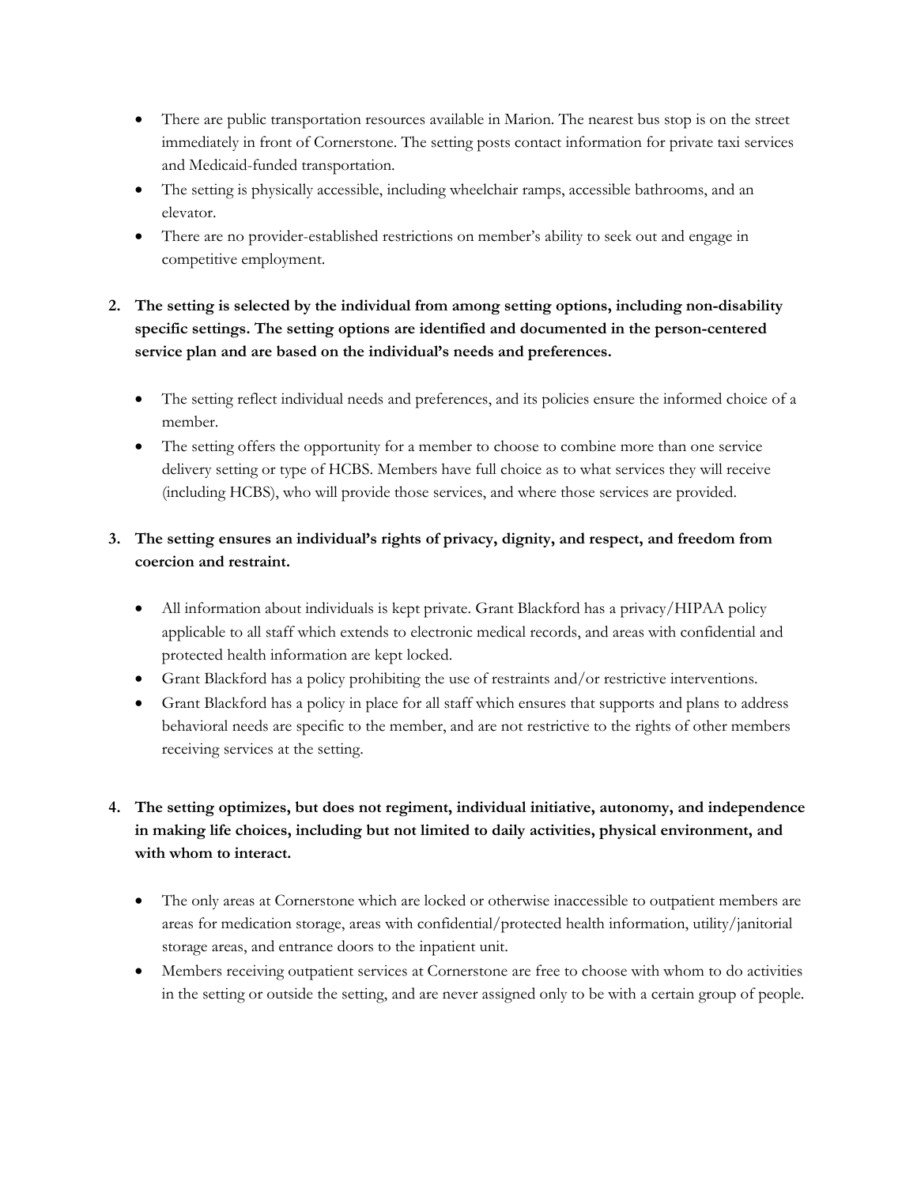- There are public transportation resources available in Marion. The nearest bus stop is on the street immediately in front of Cornerstone. The setting posts contact information for private taxi services and Medicaid-funded transportation.
- The setting is physically accessible, including wheelchair ramps, accessible bathrooms, and an elevator.
- There are no provider-established restrictions on member's ability to seek out and engage in competitive employment.

2. **The setting is selected by the individual from among setting options, including non-disability specific settings. The setting options are identified and documented in the person-centered service plan and are based on the individual's needs and preferences.**

- The setting reflect individual needs and preferences, and its policies ensure the informed choice of a member.
- The setting offers the opportunity for a member to choose to combine more than one service delivery setting or type of HCBS. Members have full choice as to what services they will receive (including HCBS), who will provide those services, and where those services are provided.

3. **The setting ensures an individual's rights of privacy, dignity, and respect, and freedom from coercion and restraint.**

- All information about individuals is kept private. Grant Blackford has a privacy/HIPAA policy applicable to all staff which extends to electronic medical records, and areas with confidential and protected health information are kept locked.
- Grant Blackford has a policy prohibiting the use of restraints and/or restrictive interventions.
- Grant Blackford has a policy in place for all staff which ensures that supports and plans to address behavioral needs are specific to the member, and are not restrictive to the rights of other members receiving services at the setting.

4. **The setting optimizes, but does not regiment, individual initiative, autonomy, and independence in making life choices, including but not limited to daily activities, physical environment, and with whom to interact.**

- The only areas at Cornerstone which are locked or otherwise inaccessible to outpatient members are areas for medication storage, areas with confidential/protected health information, utility/janitorial storage areas, and entrance doors to the inpatient unit.
- Members receiving outpatient services at Cornerstone are free to choose with whom to do activities in the setting or outside the setting, and are never assigned only to be with a certain group of people.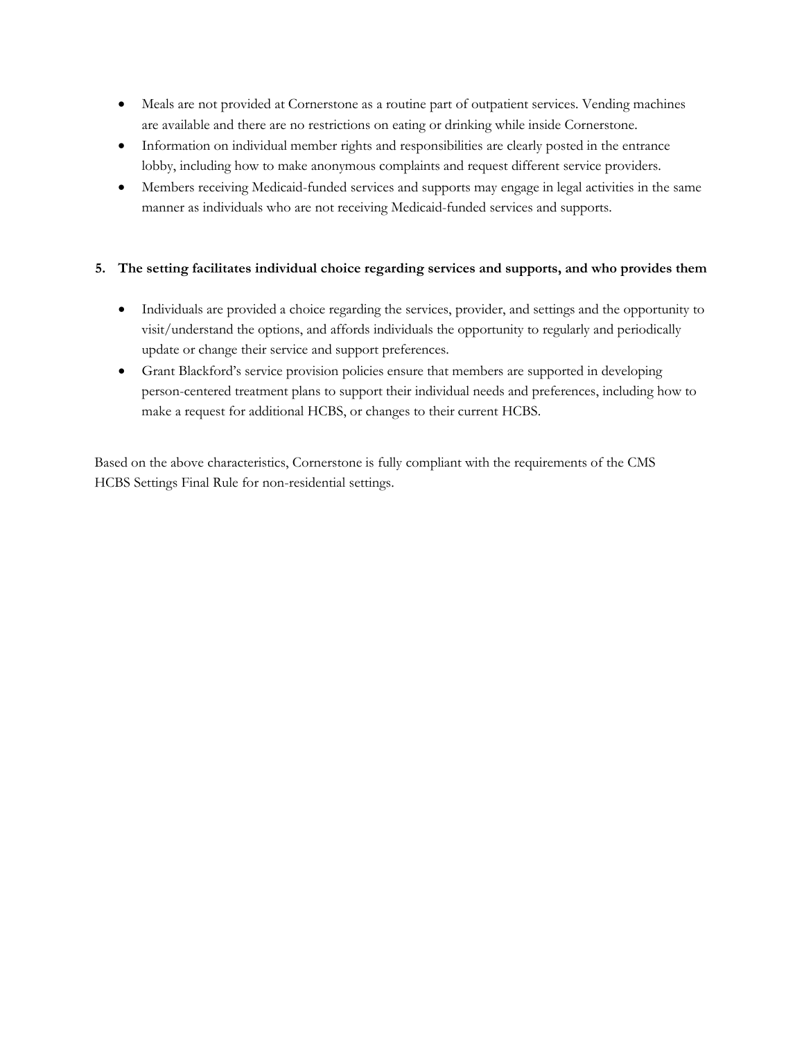- Meals are not provided at Cornerstone as a routine part of outpatient services. Vending machines are available and there are no restrictions on eating or drinking while inside Cornerstone.
- Information on individual member rights and responsibilities are clearly posted in the entrance lobby, including how to make anonymous complaints and request different service providers.
- Members receiving Medicaid-funded services and supports may engage in legal activities in the same manner as individuals who are not receiving Medicaid-funded services and supports.

**5. The setting facilitates individual choice regarding services and supports, and who provides them**

- Individuals are provided a choice regarding the services, provider, and settings and the opportunity to visit/understand the options, and affords individuals the opportunity to regularly and periodically update or change their service and support preferences.
- Grant Blackford's service provision policies ensure that members are supported in developing person-centered treatment plans to support their individual needs and preferences, including how to make a request for additional HCBS, or changes to their current HCBS.

Based on the above characteristics, Cornerstone is fully compliant with the requirements of the CMS HCBS Settings Final Rule for non-residential settings.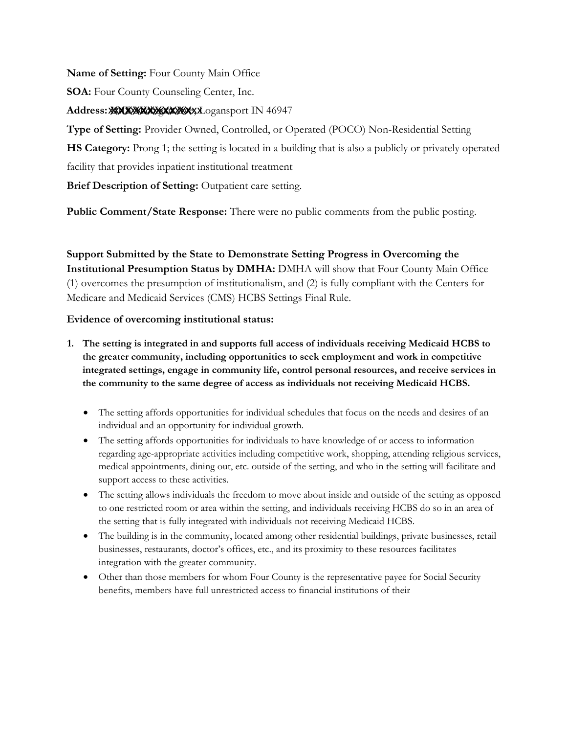**Name of Setting:** Four County Main Office

**SOA:** Four County Counseling Center, Inc.

**Address:** XXXXXXXXXXXXXX, Logansport IN 46947

**Type of Setting:** Provider Owned, Controlled, or Operated (POCO) Non-Residential Setting

**HS Category:** Prong 1; the setting is located in a building that is also a publicly or privately operated facility that provides inpatient institutional treatment

**Brief Description of Setting:** Outpatient care setting.

**Public Comment/State Response:** There were no public comments from the public posting.

**Support Submitted by the State to Demonstrate Setting Progress in Overcoming the Institutional Presumption Status by DMHA:** DMHA will show that Four County Main Office (1) overcomes the presumption of institutionalism, and (2) is fully compliant with the Centers for Medicare and Medicaid Services (CMS) HCBS Settings Final Rule.

**Evidence of overcoming institutional status:**

1. **The setting is integrated in and supports full access of individuals receiving Medicaid HCBS to the greater community, including opportunities to seek employment and work in competitive integrated settings, engage in community life, control personal resources, and receive services in the community to the same degree of access as individuals not receiving Medicaid HCBS.**

   - The setting affords opportunities for individual schedules that focus on the needs and desires of an individual and an opportunity for individual growth.
   - The setting affords opportunities for individuals to have knowledge of or access to information regarding age-appropriate activities including competitive work, shopping, attending religious services, medical appointments, dining out, etc. outside of the setting, and who in the setting will facilitate and support access to these activities.
   - The setting allows individuals the freedom to move about inside and outside of the setting as opposed to one restricted room or area within the setting, and individuals receiving HCBS do so in an area of the setting that is fully integrated with individuals not receiving Medicaid HCBS.
   - The building is in the community, located among other residential buildings, private businesses, retail businesses, restaurants, doctor's offices, etc., and its proximity to these resources facilitates integration with the greater community.
   - Other than those members for whom Four County is the representative payee for Social Security benefits, members have full unrestricted access to financial institutions of their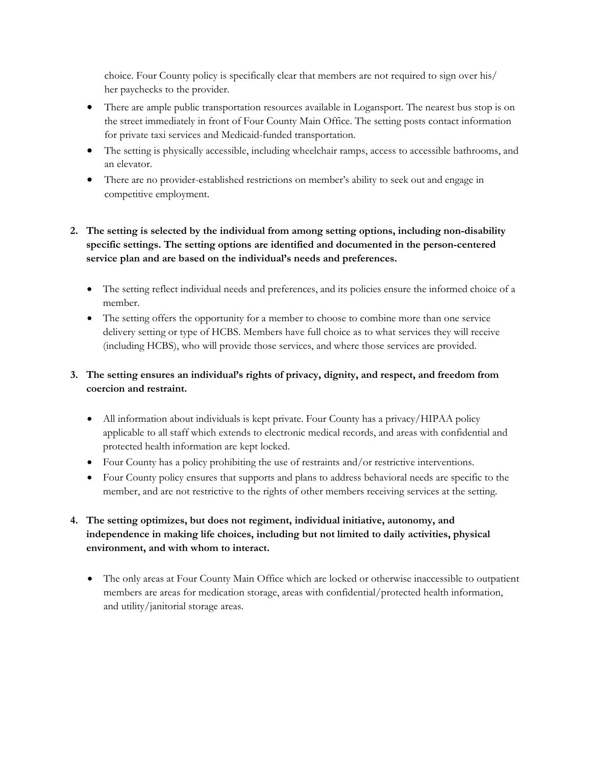choice. Four County policy is specifically clear that members are not required to sign over his/her paychecks to the provider.

- There are ample public transportation resources available in Logansport. The nearest bus stop is on the street immediately in front of Four County Main Office. The setting posts contact information for private taxi services and Medicaid-funded transportation.
- The setting is physically accessible, including wheelchair ramps, access to accessible bathrooms, and an elevator.
- There are no provider-established restrictions on member's ability to seek out and engage in competitive employment.

**2. The setting is selected by the individual from among setting options, including non-disability specific settings. The setting options are identified and documented in the person-centered service plan and are based on the individual's needs and preferences.**

- The setting reflect individual needs and preferences, and its policies ensure the informed choice of a member.
- The setting offers the opportunity for a member to choose to combine more than one service delivery setting or type of HCBS. Members have full choice as to what services they will receive (including HCBS), who will provide those services, and where those services are provided.

**3. The setting ensures an individual's rights of privacy, dignity, and respect, and freedom from coercion and restraint.**

- All information about individuals is kept private. Four County has a privacy/HIPAA policy applicable to all staff which extends to electronic medical records, and areas with confidential and protected health information are kept locked.
- Four County has a policy prohibiting the use of restraints and/or restrictive interventions.
- Four County policy ensures that supports and plans to address behavioral needs are specific to the member, and are not restrictive to the rights of other members receiving services at the setting.

**4. The setting optimizes, but does not regiment, individual initiative, autonomy, and independence in making life choices, including but not limited to daily activities, physical environment, and with whom to interact.**

- The only areas at Four County Main Office which are locked or otherwise inaccessible to outpatient members are areas for medication storage, areas with confidential/protected health information, and utility/janitorial storage areas.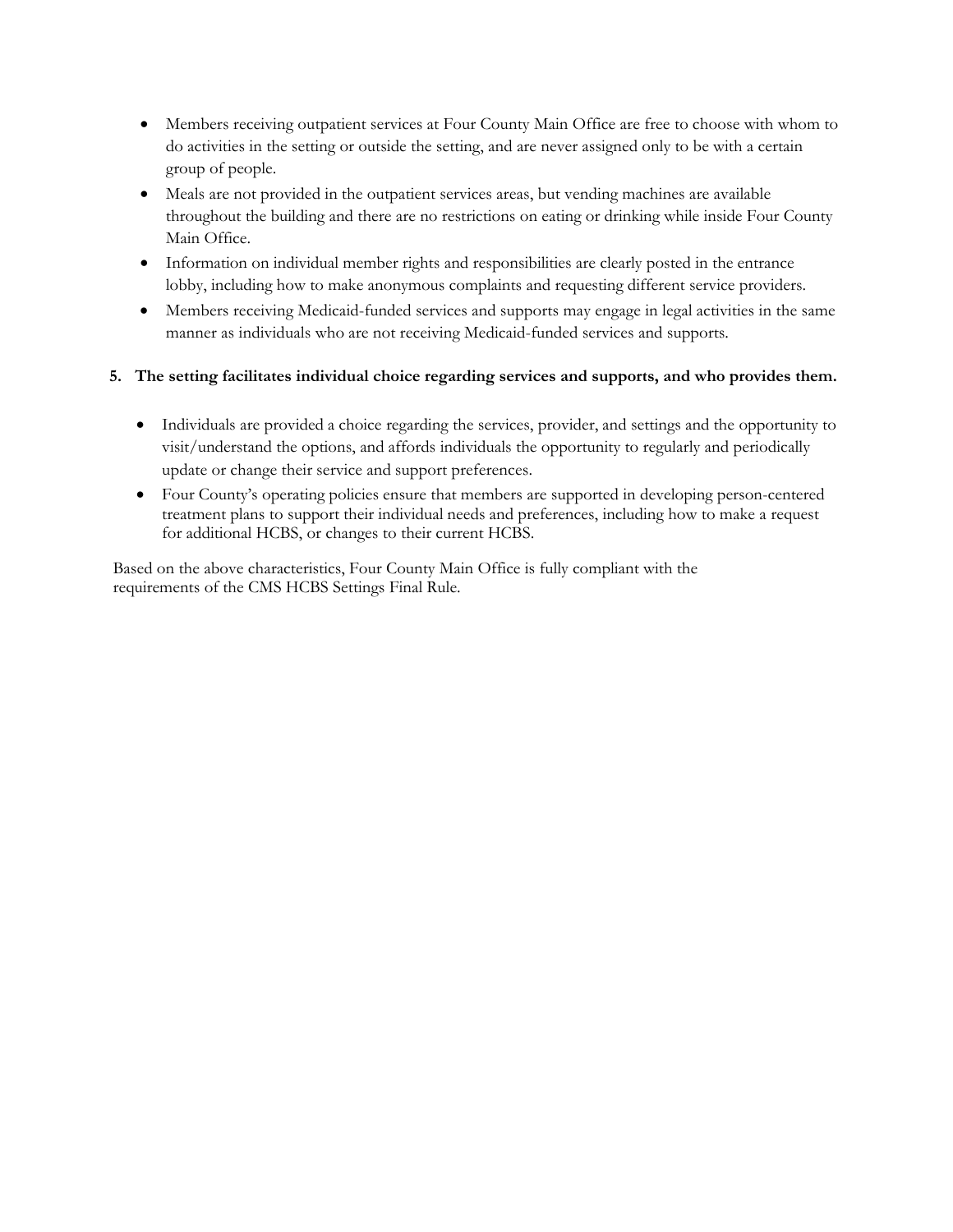- Members receiving outpatient services at Four County Main Office are free to choose with whom to do activities in the setting or outside the setting, and are never assigned only to be with a certain group of people.
- Meals are not provided in the outpatient services areas, but vending machines are available throughout the building and there are no restrictions on eating or drinking while inside Four County Main Office.
- Information on individual member rights and responsibilities are clearly posted in the entrance lobby, including how to make anonymous complaints and requesting different service providers.
- Members receiving Medicaid-funded services and supports may engage in legal activities in the same manner as individuals who are not receiving Medicaid-funded services and supports.

**5. The setting facilitates individual choice regarding services and supports, and who provides them.**

- Individuals are provided a choice regarding the services, provider, and settings and the opportunity to visit/understand the options, and affords individuals the opportunity to regularly and periodically update or change their service and support preferences.
- Four County's operating policies ensure that members are supported in developing person-centered treatment plans to support their individual needs and preferences, including how to make a request for additional HCBS, or changes to their current HCBS.

Based on the above characteristics, Four County Main Office is fully compliant with the requirements of the CMS HCBS Settings Final Rule.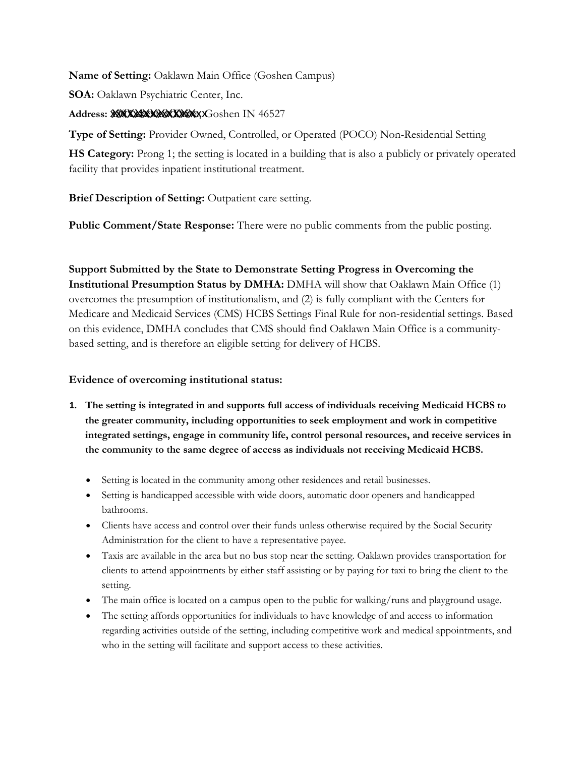**Name of Setting:** Oaklawn Main Office (Goshen Campus)

**SOA:** Oaklawn Psychiatric Center, Inc.

**Address:** XXXXXXXXXXXXXX, Goshen IN 46527

**Type of Setting:** Provider Owned, Controlled, or Operated (POCO) Non-Residential Setting

**HS Category:** Prong 1; the setting is located in a building that is also a publicly or privately operated facility that provides inpatient institutional treatment.

**Brief Description of Setting:** Outpatient care setting.

**Public Comment/State Response:** There were no public comments from the public posting.

**Support Submitted by the State to Demonstrate Setting Progress in Overcoming the Institutional Presumption Status by DMHA:** DMHA will show that Oaklawn Main Office (1) overcomes the presumption of institutionalism, and (2) is fully compliant with the Centers for Medicare and Medicaid Services (CMS) HCBS Settings Final Rule for non-residential settings. Based on this evidence, DMHA concludes that CMS should find Oaklawn Main Office is a community-based setting, and is therefore an eligible setting for delivery of HCBS.

**Evidence of overcoming institutional status:**

1. **The setting is integrated in and supports full access of individuals receiving Medicaid HCBS to the greater community, including opportunities to seek employment and work in competitive integrated settings, engage in community life, control personal resources, and receive services in the community to the same degree of access as individuals not receiving Medicaid HCBS.**

    - Setting is located in the community among other residences and retail businesses.
    - Setting is handicapped accessible with wide doors, automatic door openers and handicapped bathrooms.
    - Clients have access and control over their funds unless otherwise required by the Social Security Administration for the client to have a representative payee.
    - Taxis are available in the area but no bus stop near the setting. Oaklawn provides transportation for clients to attend appointments by either staff assisting or by paying for taxi to bring the client to the setting.
    - The main office is located on a campus open to the public for walking/runs and playground usage.
    - The setting affords opportunities for individuals to have knowledge of and access to information regarding activities outside of the setting, including competitive work and medical appointments, and who in the setting will facilitate and support access to these activities.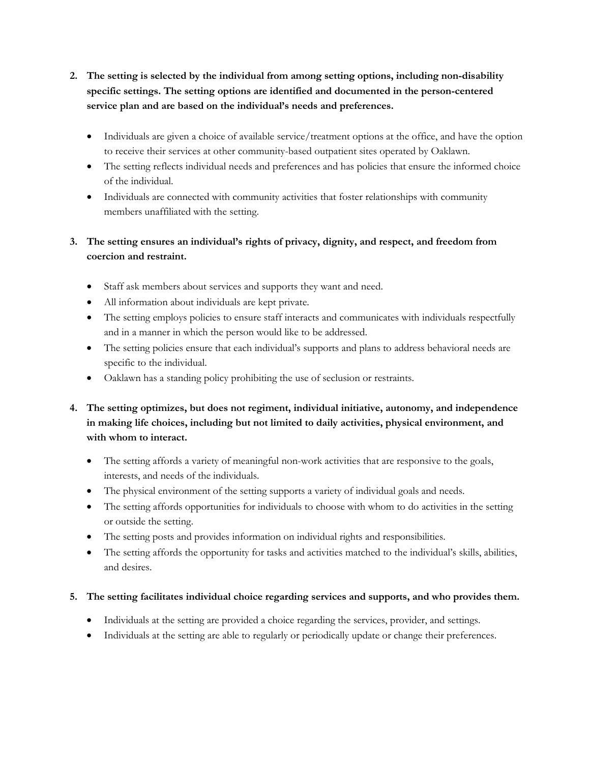2. **The setting is selected by the individual from among setting options, including non-disability specific settings. The setting options are identified and documented in the person-centered service plan and are based on the individual's needs and preferences.**

    - Individuals are given a choice of available service/treatment options at the office, and have the option to receive their services at other community-based outpatient sites operated by Oaklawn.
    - The setting reflects individual needs and preferences and has policies that ensure the informed choice of the individual.
    - Individuals are connected with community activities that foster relationships with community members unaffiliated with the setting.

3. **The setting ensures an individual's rights of privacy, dignity, and respect, and freedom from coercion and restraint.**

    - Staff ask members about services and supports they want and need.
    - All information about individuals are kept private.
    - The setting employs policies to ensure staff interacts and communicates with individuals respectfully and in a manner in which the person would like to be addressed.
    - The setting policies ensure that each individual's supports and plans to address behavioral needs are specific to the individual.
    - Oaklawn has a standing policy prohibiting the use of seclusion or restraints.

4. **The setting optimizes, but does not regiment, individual initiative, autonomy, and independence in making life choices, including but not limited to daily activities, physical environment, and with whom to interact.**

    - The setting affords a variety of meaningful non-work activities that are responsive to the goals, interests, and needs of the individuals.
    - The physical environment of the setting supports a variety of individual goals and needs.
    - The setting affords opportunities for individuals to choose with whom to do activities in the setting or outside the setting.
    - The setting posts and provides information on individual rights and responsibilities.
    - The setting affords the opportunity for tasks and activities matched to the individual's skills, abilities, and desires.

5. **The setting facilitates individual choice regarding services and supports, and who provides them.**

    - Individuals at the setting are provided a choice regarding the services, provider, and settings.
    - Individuals at the setting are able to regularly or periodically update or change their preferences.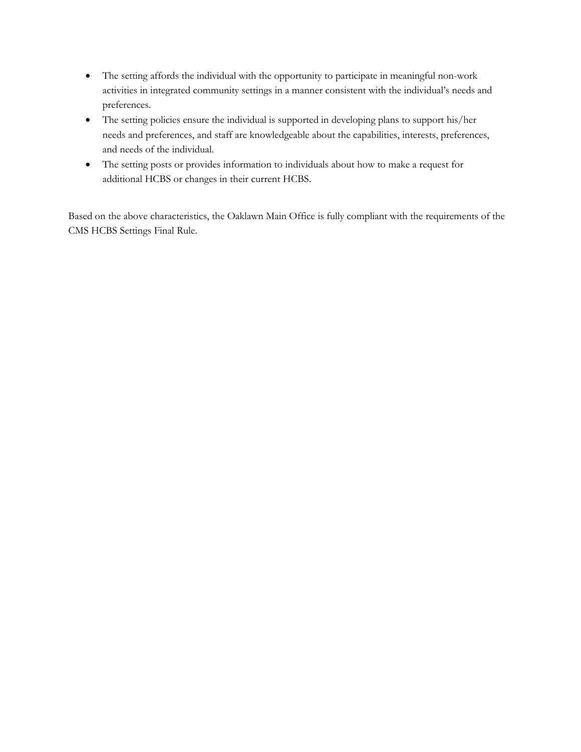- The setting affords the individual with the opportunity to participate in meaningful non-work activities in integrated community settings in a manner consistent with the individual's needs and preferences.
- The setting policies ensure the individual is supported in developing plans to support his/her needs and preferences, and staff are knowledgeable about the capabilities, interests, preferences, and needs of the individual.
- The setting posts or provides information to individuals about how to make a request for additional HCBS or changes in their current HCBS.

Based on the above characteristics, the Oaklawn Main Office is fully compliant with the requirements of the CMS HCBS Settings Final Rule.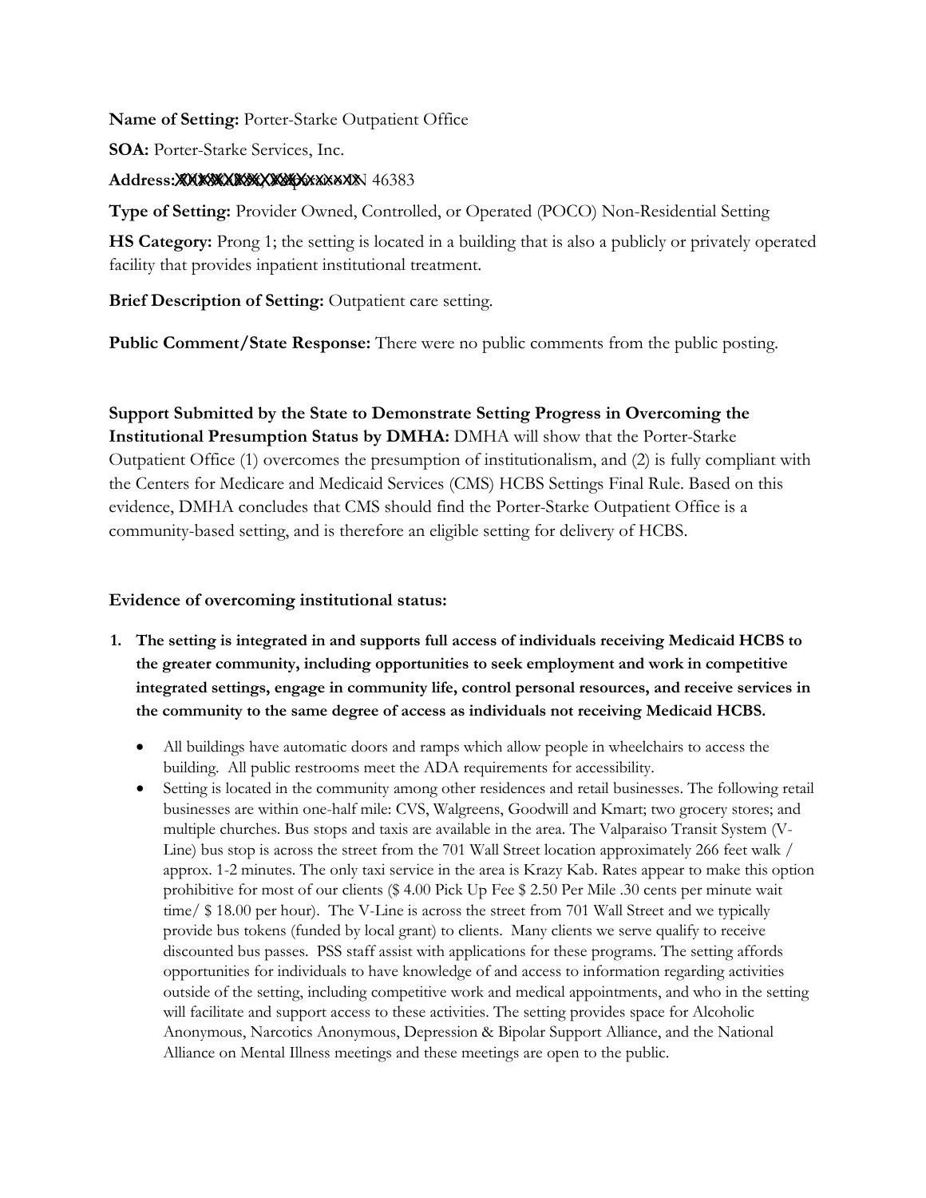**Name of Setting:** Porter-Starke Outpatient Office

**SOA:** Porter-Starke Services, Inc.

**Address:** XXXXXXXXXXXXXXXXXN 46383

**Type of Setting:** Provider Owned, Controlled, or Operated (POCO) Non-Residential Setting

**HS Category:** Prong 1; the setting is located in a building that is also a publicly or privately operated facility that provides inpatient institutional treatment.

**Brief Description of Setting:** Outpatient care setting.

**Public Comment/State Response:** There were no public comments from the public posting.

**Support Submitted by the State to Demonstrate Setting Progress in Overcoming the Institutional Presumption Status by DMHA:** DMHA will show that the Porter-Starke Outpatient Office (1) overcomes the presumption of institutionalism, and (2) is fully compliant with the Centers for Medicare and Medicaid Services (CMS) HCBS Settings Final Rule. Based on this evidence, DMHA concludes that CMS should find the Porter-Starke Outpatient Office is a community-based setting, and is therefore an eligible setting for delivery of HCBS.

**Evidence of overcoming institutional status:**

1. **The setting is integrated in and supports full access of individuals receiving Medicaid HCBS to the greater community, including opportunities to seek employment and work in competitive integrated settings, engage in community life, control personal resources, and receive services in the community to the same degree of access as individuals not receiving Medicaid HCBS.**
   - All buildings have automatic doors and ramps which allow people in wheelchairs to access the building. All public restrooms meet the ADA requirements for accessibility.
   - Setting is located in the community among other residences and retail businesses. The following retail businesses are within one-half mile: CVS, Walgreens, Goodwill and Kmart; two grocery stores; and multiple churches. Bus stops and taxis are available in the area. The Valparaiso Transit System (V-Line) bus stop is across the street from the 701 Wall Street location approximately 266 feet walk / approx. 1-2 minutes. The only taxi service in the area is Krazy Kab. Rates appear to make this option prohibitive for most of our clients ($ 4.00 Pick Up Fee $ 2.50 Per Mile .30 cents per minute wait time/ $ 18.00 per hour). The V-Line is across the street from 701 Wall Street and we typically provide bus tokens (funded by local grant) to clients. Many clients we serve qualify to receive discounted bus passes. PSS staff assist with applications for these programs. The setting affords opportunities for individuals to have knowledge of and access to information regarding activities outside of the setting, including competitive work and medical appointments, and who in the setting will facilitate and support access to these activities. The setting provides space for Alcoholic Anonymous, Narcotics Anonymous, Depression & Bipolar Support Alliance, and the National Alliance on Mental Illness meetings and these meetings are open to the public.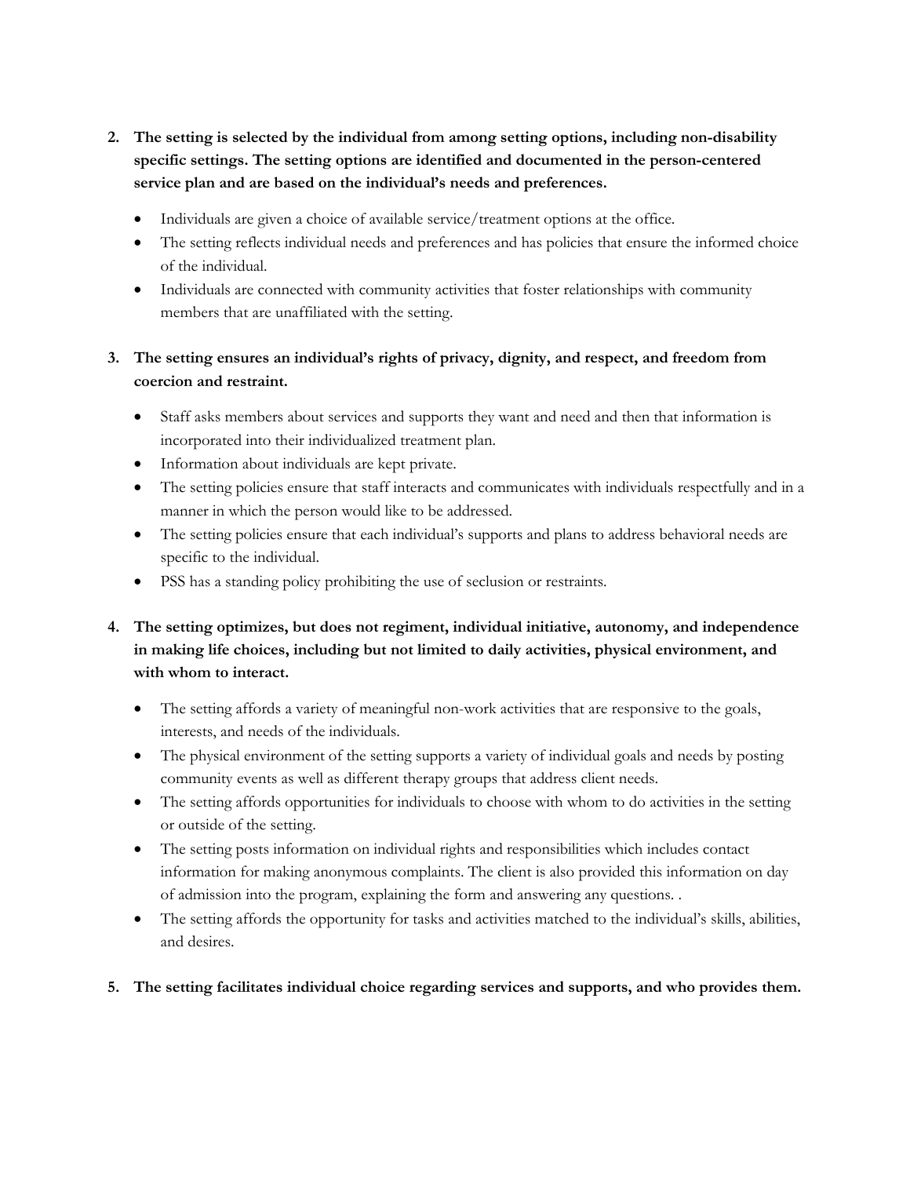2. **The setting is selected by the individual from among setting options, including non-disability specific settings. The setting options are identified and documented in the person-centered service plan and are based on the individual's needs and preferences.**

   - Individuals are given a choice of available service/treatment options at the office.
   - The setting reflects individual needs and preferences and has policies that ensure the informed choice of the individual.
   - Individuals are connected with community activities that foster relationships with community members that are unaffiliated with the setting.

3. **The setting ensures an individual's rights of privacy, dignity, and respect, and freedom from coercion and restraint.**

   - Staff asks members about services and supports they want and need and then that information is incorporated into their individualized treatment plan.
   - Information about individuals are kept private.
   - The setting policies ensure that staff interacts and communicates with individuals respectfully and in a manner in which the person would like to be addressed.
   - The setting policies ensure that each individual's supports and plans to address behavioral needs are specific to the individual.
   - PSS has a standing policy prohibiting the use of seclusion or restraints.

4. **The setting optimizes, but does not regiment, individual initiative, autonomy, and independence in making life choices, including but not limited to daily activities, physical environment, and with whom to interact.**

   - The setting affords a variety of meaningful non-work activities that are responsive to the goals, interests, and needs of the individuals.
   - The physical environment of the setting supports a variety of individual goals and needs by posting community events as well as different therapy groups that address client needs.
   - The setting affords opportunities for individuals to choose with whom to do activities in the setting or outside of the setting.
   - The setting posts information on individual rights and responsibilities which includes contact information for making anonymous complaints. The client is also provided this information on day of admission into the program, explaining the form and answering any questions. .
   - The setting affords the opportunity for tasks and activities matched to the individual's skills, abilities, and desires.

5. **The setting facilitates individual choice regarding services and supports, and who provides them.**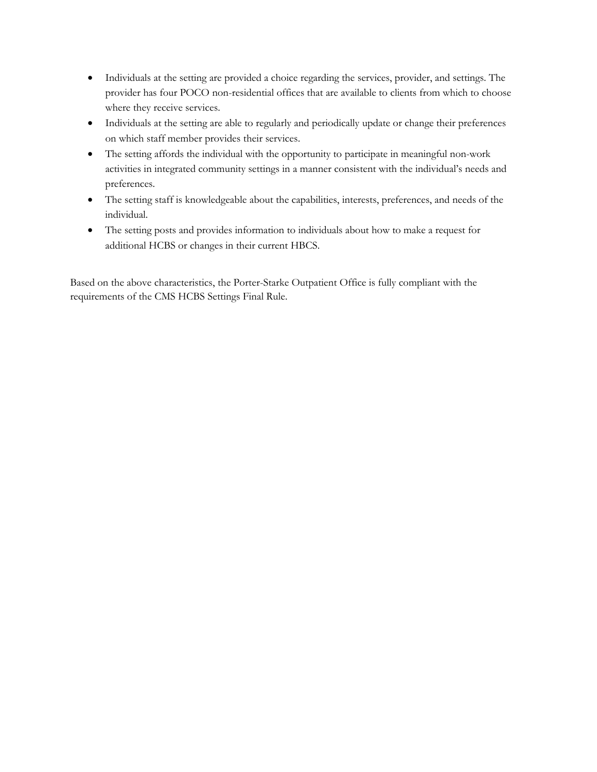- Individuals at the setting are provided a choice regarding the services, provider, and settings. The provider has four POCO non-residential offices that are available to clients from which to choose where they receive services.
- Individuals at the setting are able to regularly and periodically update or change their preferences on which staff member provides their services.
- The setting affords the individual with the opportunity to participate in meaningful non-work activities in integrated community settings in a manner consistent with the individual's needs and preferences.
- The setting staff is knowledgeable about the capabilities, interests, preferences, and needs of the individual.
- The setting posts and provides information to individuals about how to make a request for additional HCBS or changes in their current HBCS.

Based on the above characteristics, the Porter-Starke Outpatient Office is fully compliant with the requirements of the CMS HCBS Settings Final Rule.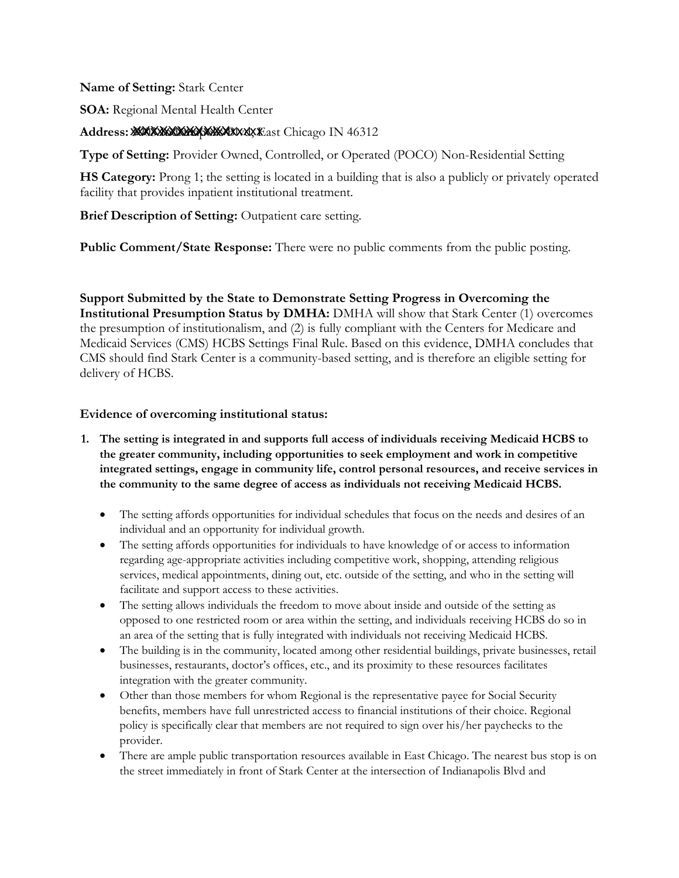**Name of Setting:** Stark Center

**SOA:** Regional Mental Health Center

**Address:** XXXXXXXXXXXXXXX, East Chicago IN 46312

**Type of Setting:** Provider Owned, Controlled, or Operated (POCO) Non-Residential Setting

**HS Category:** Prong 1; the setting is located in a building that is also a publicly or privately operated facility that provides inpatient institutional treatment.

**Brief Description of Setting:** Outpatient care setting.

**Public Comment/State Response:** There were no public comments from the public posting.

**Support Submitted by the State to Demonstrate Setting Progress in Overcoming the Institutional Presumption Status by DMHA:** DMHA will show that Stark Center (1) overcomes the presumption of institutionalism, and (2) is fully compliant with the Centers for Medicare and Medicaid Services (CMS) HCBS Settings Final Rule. Based on this evidence, DMHA concludes that CMS should find Stark Center is a community-based setting, and is therefore an eligible setting for delivery of HCBS.

**Evidence of overcoming institutional status:**

1. **The setting is integrated in and supports full access of individuals receiving Medicaid HCBS to the greater community, including opportunities to seek employment and work in competitive integrated settings, engage in community life, control personal resources, and receive services in the community to the same degree of access as individuals not receiving Medicaid HCBS.**
   - The setting affords opportunities for individual schedules that focus on the needs and desires of an individual and an opportunity for individual growth.
   - The setting affords opportunities for individuals to have knowledge of or access to information regarding age-appropriate activities including competitive work, shopping, attending religious services, medical appointments, dining out, etc. outside of the setting, and who in the setting will facilitate and support access to these activities.
   - The setting allows individuals the freedom to move about inside and outside of the setting as opposed to one restricted room or area within the setting, and individuals receiving HCBS do so in an area of the setting that is fully integrated with individuals not receiving Medicaid HCBS.
   - The building is in the community, located among other residential buildings, private businesses, retail businesses, restaurants, doctor's offices, etc., and its proximity to these resources facilitates integration with the greater community.
   - Other than those members for whom Regional is the representative payee for Social Security benefits, members have full unrestricted access to financial institutions of their choice. Regional policy is specifically clear that members are not required to sign over his/her paychecks to the provider.
   - There are ample public transportation resources available in East Chicago. The nearest bus stop is on the street immediately in front of Stark Center at the intersection of Indianapolis Blvd and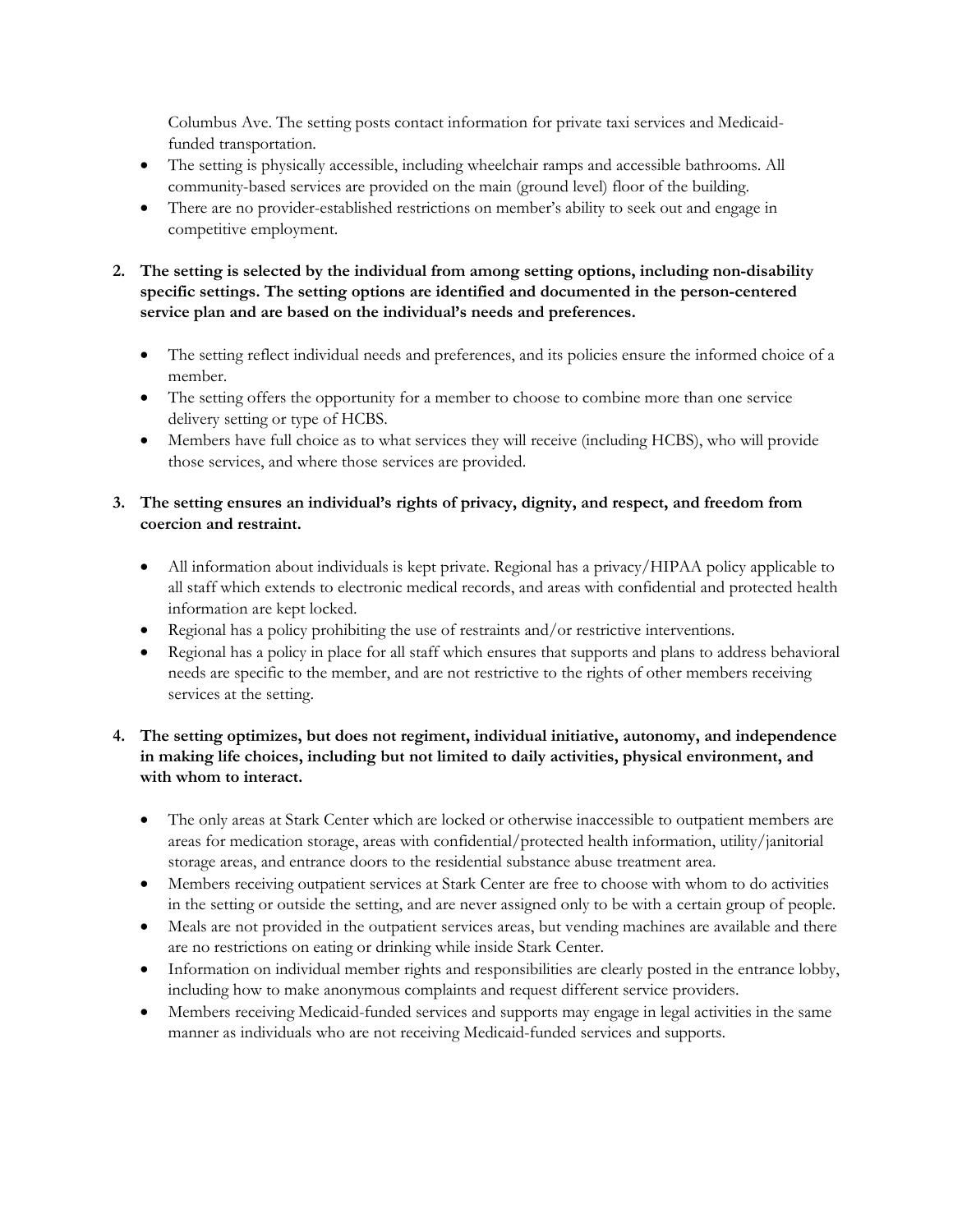Columbus Ave. The setting posts contact information for private taxi services and Medicaid-funded transportation.

- The setting is physically accessible, including wheelchair ramps and accessible bathrooms. All community-based services are provided on the main (ground level) floor of the building.
- There are no provider-established restrictions on member's ability to seek out and engage in competitive employment.

**2. The setting is selected by the individual from among setting options, including non-disability specific settings. The setting options are identified and documented in the person-centered service plan and are based on the individual's needs and preferences.**

- The setting reflect individual needs and preferences, and its policies ensure the informed choice of a member.
- The setting offers the opportunity for a member to choose to combine more than one service delivery setting or type of HCBS.
- Members have full choice as to what services they will receive (including HCBS), who will provide those services, and where those services are provided.

**3. The setting ensures an individual's rights of privacy, dignity, and respect, and freedom from coercion and restraint.**

- All information about individuals is kept private. Regional has a privacy/HIPAA policy applicable to all staff which extends to electronic medical records, and areas with confidential and protected health information are kept locked.
- Regional has a policy prohibiting the use of restraints and/or restrictive interventions.
- Regional has a policy in place for all staff which ensures that supports and plans to address behavioral needs are specific to the member, and are not restrictive to the rights of other members receiving services at the setting.

**4. The setting optimizes, but does not regiment, individual initiative, autonomy, and independence in making life choices, including but not limited to daily activities, physical environment, and with whom to interact.**

- The only areas at Stark Center which are locked or otherwise inaccessible to outpatient members are areas for medication storage, areas with confidential/protected health information, utility/janitorial storage areas, and entrance doors to the residential substance abuse treatment area.
- Members receiving outpatient services at Stark Center are free to choose with whom to do activities in the setting or outside the setting, and are never assigned only to be with a certain group of people.
- Meals are not provided in the outpatient services areas, but vending machines are available and there are no restrictions on eating or drinking while inside Stark Center.
- Information on individual member rights and responsibilities are clearly posted in the entrance lobby, including how to make anonymous complaints and request different service providers.
- Members receiving Medicaid-funded services and supports may engage in legal activities in the same manner as individuals who are not receiving Medicaid-funded services and supports.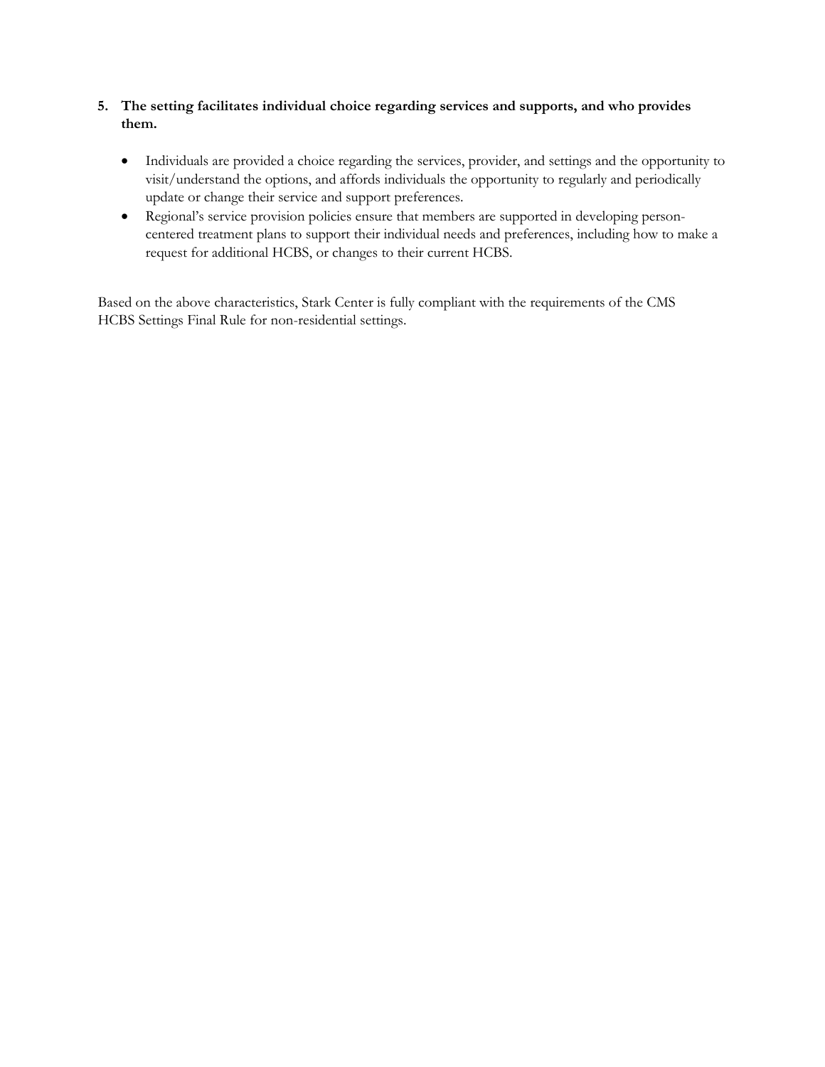5. **The setting facilitates individual choice regarding services and supports, and who provides them.**

- Individuals are provided a choice regarding the services, provider, and settings and the opportunity to visit/understand the options, and affords individuals the opportunity to regularly and periodically update or change their service and support preferences.
- Regional's service provision policies ensure that members are supported in developing person-centered treatment plans to support their individual needs and preferences, including how to make a request for additional HCBS, or changes to their current HCBS.

Based on the above characteristics, Stark Center is fully compliant with the requirements of the CMS HCBS Settings Final Rule for non-residential settings.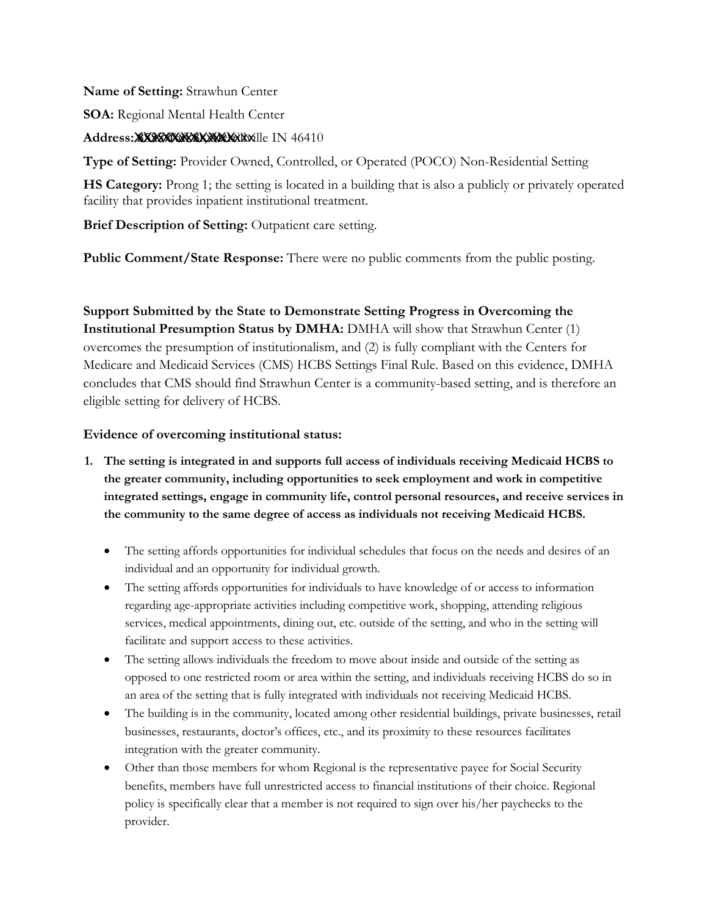**Name of Setting:** Strawhun Center

**SOA:** Regional Mental Health Center

**Address:** XXXXXXXXXXXXXXXXille IN 46410

**Type of Setting:** Provider Owned, Controlled, or Operated (POCO) Non-Residential Setting

**HS Category:** Prong 1; the setting is located in a building that is also a publicly or privately operated facility that provides inpatient institutional treatment.

**Brief Description of Setting:** Outpatient care setting.

**Public Comment/State Response:** There were no public comments from the public posting.

**Support Submitted by the State to Demonstrate Setting Progress in Overcoming the Institutional Presumption Status by DMHA:** DMHA will show that Strawhun Center (1) overcomes the presumption of institutionalism, and (2) is fully compliant with the Centers for Medicare and Medicaid Services (CMS) HCBS Settings Final Rule. Based on this evidence, DMHA concludes that CMS should find Strawhun Center is a community-based setting, and is therefore an eligible setting for delivery of HCBS.

**Evidence of overcoming institutional status:**

1. **The setting is integrated in and supports full access of individuals receiving Medicaid HCBS to the greater community, including opportunities to seek employment and work in competitive integrated settings, engage in community life, control personal resources, and receive services in the community to the same degree of access as individuals not receiving Medicaid HCBS.**

   - The setting affords opportunities for individual schedules that focus on the needs and desires of an individual and an opportunity for individual growth.
   - The setting affords opportunities for individuals to have knowledge of or access to information regarding age-appropriate activities including competitive work, shopping, attending religious services, medical appointments, dining out, etc. outside of the setting, and who in the setting will facilitate and support access to these activities.
   - The setting allows individuals the freedom to move about inside and outside of the setting as opposed to one restricted room or area within the setting, and individuals receiving HCBS do so in an area of the setting that is fully integrated with individuals not receiving Medicaid HCBS.
   - The building is in the community, located among other residential buildings, private businesses, retail businesses, restaurants, doctor's offices, etc., and its proximity to these resources facilitates integration with the greater community.
   - Other than those members for whom Regional is the representative payee for Social Security benefits, members have full unrestricted access to financial institutions of their choice. Regional policy is specifically clear that a member is not required to sign over his/her paychecks to the provider.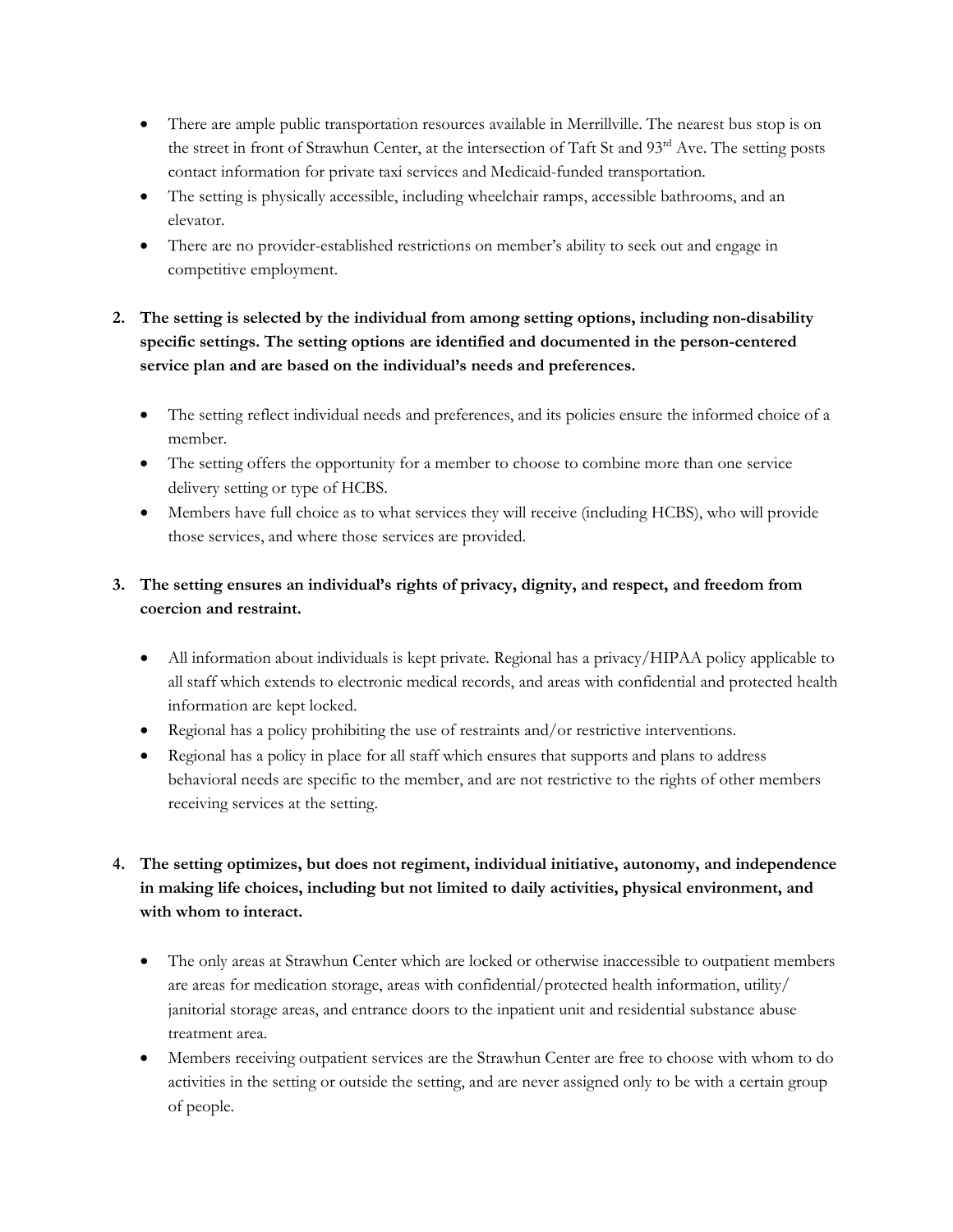- There are ample public transportation resources available in Merrillville. The nearest bus stop is on the street in front of Strawhun Center, at the intersection of Taft St and 93rd Ave. The setting posts contact information for private taxi services and Medicaid-funded transportation.
- The setting is physically accessible, including wheelchair ramps, accessible bathrooms, and an elevator.
- There are no provider-established restrictions on member's ability to seek out and engage in competitive employment.

2. **The setting is selected by the individual from among setting options, including non-disability specific settings. The setting options are identified and documented in the person-centered service plan and are based on the individual's needs and preferences.**

   - The setting reflect individual needs and preferences, and its policies ensure the informed choice of a member.
   - The setting offers the opportunity for a member to choose to combine more than one service delivery setting or type of HCBS.
   - Members have full choice as to what services they will receive (including HCBS), who will provide those services, and where those services are provided.

3. **The setting ensures an individual's rights of privacy, dignity, and respect, and freedom from coercion and restraint.**

   - All information about individuals is kept private. Regional has a privacy/HIPAA policy applicable to all staff which extends to electronic medical records, and areas with confidential and protected health information are kept locked.
   - Regional has a policy prohibiting the use of restraints and/or restrictive interventions.
   - Regional has a policy in place for all staff which ensures that supports and plans to address behavioral needs are specific to the member, and are not restrictive to the rights of other members receiving services at the setting.

4. **The setting optimizes, but does not regiment, individual initiative, autonomy, and independence in making life choices, including but not limited to daily activities, physical environment, and with whom to interact.**

   - The only areas at Strawhun Center which are locked or otherwise inaccessible to outpatient members are areas for medication storage, areas with confidential/protected health information, utility/janitorial storage areas, and entrance doors to the inpatient unit and residential substance abuse treatment area.
   - Members receiving outpatient services are the Strawhun Center are free to choose with whom to do activities in the setting or outside the setting, and are never assigned only to be with a certain group of people.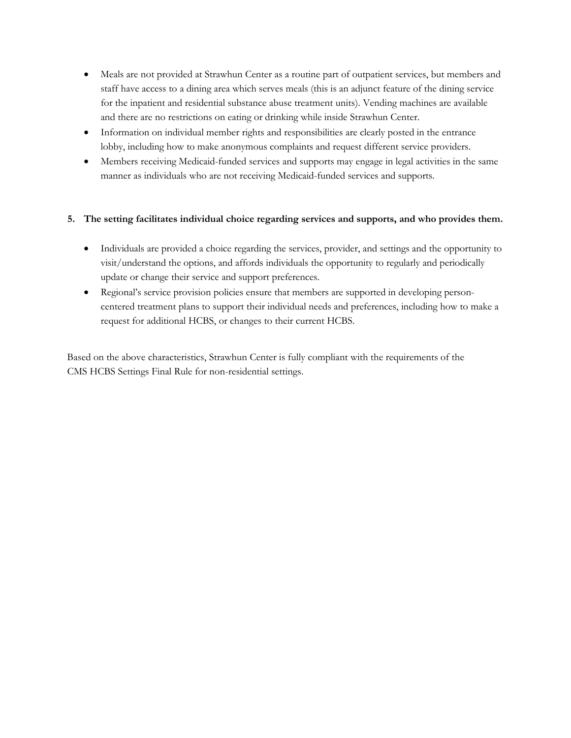- Meals are not provided at Strawhun Center as a routine part of outpatient services, but members and staff have access to a dining area which serves meals (this is an adjunct feature of the dining service for the inpatient and residential substance abuse treatment units). Vending machines are available and there are no restrictions on eating or drinking while inside Strawhun Center.
- Information on individual member rights and responsibilities are clearly posted in the entrance lobby, including how to make anonymous complaints and request different service providers.
- Members receiving Medicaid-funded services and supports may engage in legal activities in the same manner as individuals who are not receiving Medicaid-funded services and supports.

**5. The setting facilitates individual choice regarding services and supports, and who provides them.**

- Individuals are provided a choice regarding the services, provider, and settings and the opportunity to visit/understand the options, and affords individuals the opportunity to regularly and periodically update or change their service and support preferences.
- Regional's service provision policies ensure that members are supported in developing person-centered treatment plans to support their individual needs and preferences, including how to make a request for additional HCBS, or changes to their current HCBS.

Based on the above characteristics, Strawhun Center is fully compliant with the requirements of the CMS HCBS Settings Final Rule for non-residential settings.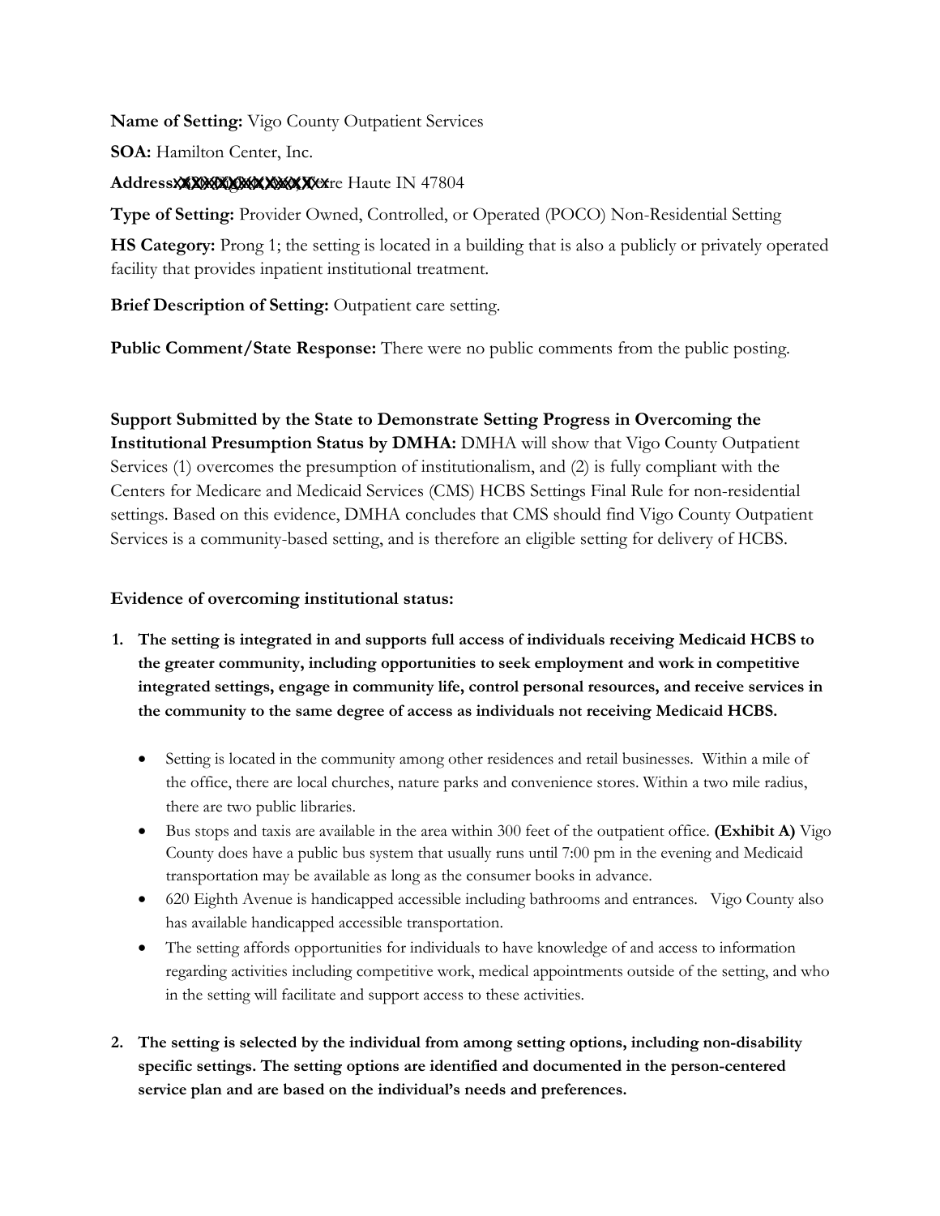**Name of Setting:** Vigo County Outpatient Services

**SOA:** Hamilton Center, Inc.

**Address:** XXXXXXXXXXXXXXXX, Terre Haute IN 47804

**Type of Setting:** Provider Owned, Controlled, or Operated (POCO) Non-Residential Setting

**HS Category:** Prong 1; the setting is located in a building that is also a publicly or privately operated facility that provides inpatient institutional treatment.

**Brief Description of Setting:** Outpatient care setting.

**Public Comment/State Response:** There were no public comments from the public posting.

**Support Submitted by the State to Demonstrate Setting Progress in Overcoming the Institutional Presumption Status by DMHA:** DMHA will show that Vigo County Outpatient Services (1) overcomes the presumption of institutionalism, and (2) is fully compliant with the Centers for Medicare and Medicaid Services (CMS) HCBS Settings Final Rule for non-residential settings. Based on this evidence, DMHA concludes that CMS should find Vigo County Outpatient Services is a community-based setting, and is therefore an eligible setting for delivery of HCBS.

**Evidence of overcoming institutional status:**

1. **The setting is integrated in and supports full access of individuals receiving Medicaid HCBS to the greater community, including opportunities to seek employment and work in competitive integrated settings, engage in community life, control personal resources, and receive services in the community to the same degree of access as individuals not receiving Medicaid HCBS.**

   - Setting is located in the community among other residences and retail businesses. Within a mile of the office, there are local churches, nature parks and convenience stores. Within a two mile radius, there are two public libraries.
   - Bus stops and taxis are available in the area within 300 feet of the outpatient office. **(Exhibit A)** Vigo County does have a public bus system that usually runs until 7:00 pm in the evening and Medicaid transportation may be available as long as the consumer books in advance.
   - 620 Eighth Avenue is handicapped accessible including bathrooms and entrances. Vigo County also has available handicapped accessible transportation.
   - The setting affords opportunities for individuals to have knowledge of and access to information regarding activities including competitive work, medical appointments outside of the setting, and who in the setting will facilitate and support access to these activities.

2. **The setting is selected by the individual from among setting options, including non-disability specific settings. The setting options are identified and documented in the person-centered service plan and are based on the individual's needs and preferences.**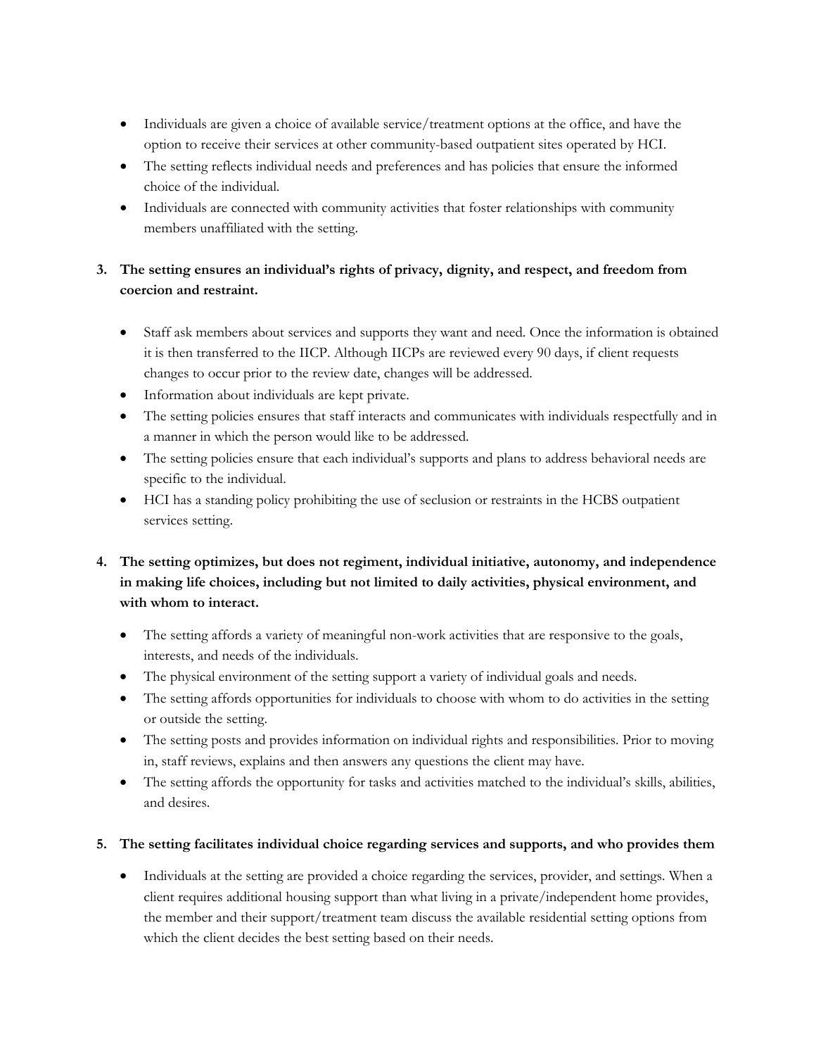- Individuals are given a choice of available service/treatment options at the office, and have the option to receive their services at other community-based outpatient sites operated by HCI.
- The setting reflects individual needs and preferences and has policies that ensure the informed choice of the individual.
- Individuals are connected with community activities that foster relationships with community members unaffiliated with the setting.

3. **The setting ensures an individual's rights of privacy, dignity, and respect, and freedom from coercion and restraint.**

- Staff ask members about services and supports they want and need. Once the information is obtained it is then transferred to the IICP. Although IICPs are reviewed every 90 days, if client requests changes to occur prior to the review date, changes will be addressed.
- Information about individuals are kept private.
- The setting policies ensures that staff interacts and communicates with individuals respectfully and in a manner in which the person would like to be addressed.
- The setting policies ensure that each individual's supports and plans to address behavioral needs are specific to the individual.
- HCI has a standing policy prohibiting the use of seclusion or restraints in the HCBS outpatient services setting.

4. **The setting optimizes, but does not regiment, individual initiative, autonomy, and independence in making life choices, including but not limited to daily activities, physical environment, and with whom to interact.**

- The setting affords a variety of meaningful non-work activities that are responsive to the goals, interests, and needs of the individuals.
- The physical environment of the setting support a variety of individual goals and needs.
- The setting affords opportunities for individuals to choose with whom to do activities in the setting or outside the setting.
- The setting posts and provides information on individual rights and responsibilities. Prior to moving in, staff reviews, explains and then answers any questions the client may have.
- The setting affords the opportunity for tasks and activities matched to the individual's skills, abilities, and desires.

5. **The setting facilitates individual choice regarding services and supports, and who provides them**

- Individuals at the setting are provided a choice regarding the services, provider, and settings. When a client requires additional housing support than what living in a private/independent home provides, the member and their support/treatment team discuss the available residential setting options from which the client decides the best setting based on their needs.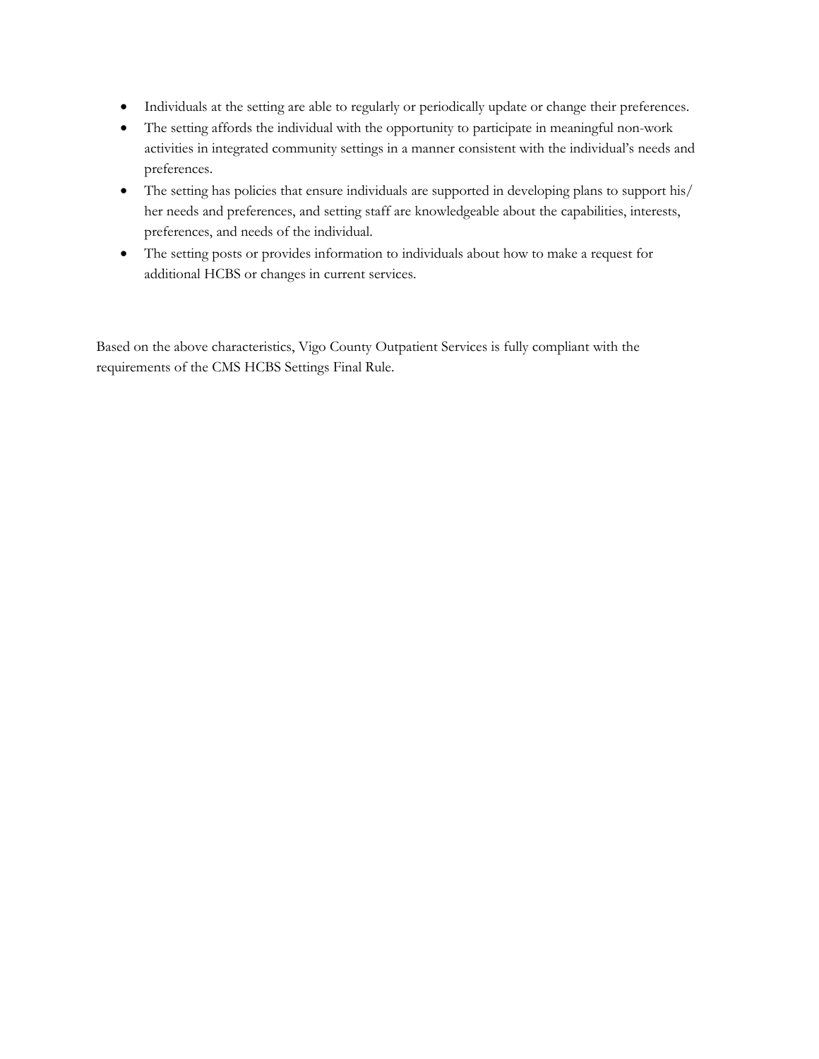- Individuals at the setting are able to regularly or periodically update or change their preferences.
- The setting affords the individual with the opportunity to participate in meaningful non-work activities in integrated community settings in a manner consistent with the individual's needs and preferences.
- The setting has policies that ensure individuals are supported in developing plans to support his/her needs and preferences, and setting staff are knowledgeable about the capabilities, interests, preferences, and needs of the individual.
- The setting posts or provides information to individuals about how to make a request for additional HCBS or changes in current services.

Based on the above characteristics, Vigo County Outpatient Services is fully compliant with the requirements of the CMS HCBS Settings Final Rule.